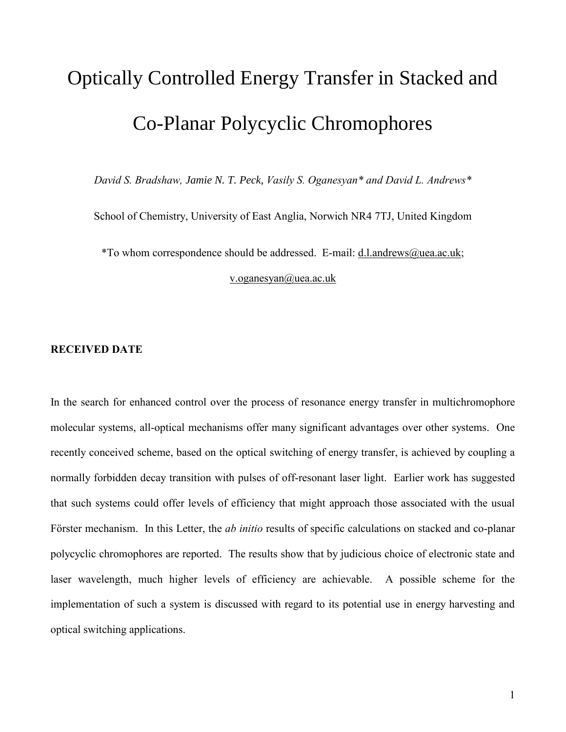# Optically Controlled Energy Transfer in Stacked and Co-Planar Polycyclic Chromophores

*David S. Bradshaw, Jamie N. T. Peck, Vasily S. Oganesyan\* and David L. Andrews\**

School of Chemistry, University of East Anglia, Norwich NR4 7TJ, United Kingdom

\*To whom correspondence should be addressed. E-mail: d.l.andrews@uea.ac.uk; v.oganesyan@uea.ac.uk

**RECEIVED DATE**

In the search for enhanced control over the process of resonance energy transfer in multichromophore molecular systems, all-optical mechanisms offer many significant advantages over other systems. One recently conceived scheme, based on the optical switching of energy transfer, is achieved by coupling a normally forbidden decay transition with pulses of off-resonant laser light. Earlier work has suggested that such systems could offer levels of efficiency that might approach those associated with the usual Förster mechanism. In this Letter, the *ab initio* results of specific calculations on stacked and co-planar polycyclic chromophores are reported. The results show that by judicious choice of electronic state and laser wavelength, much higher levels of efficiency are achievable. A possible scheme for the implementation of such a system is discussed with regard to its potential use in energy harvesting and optical switching applications.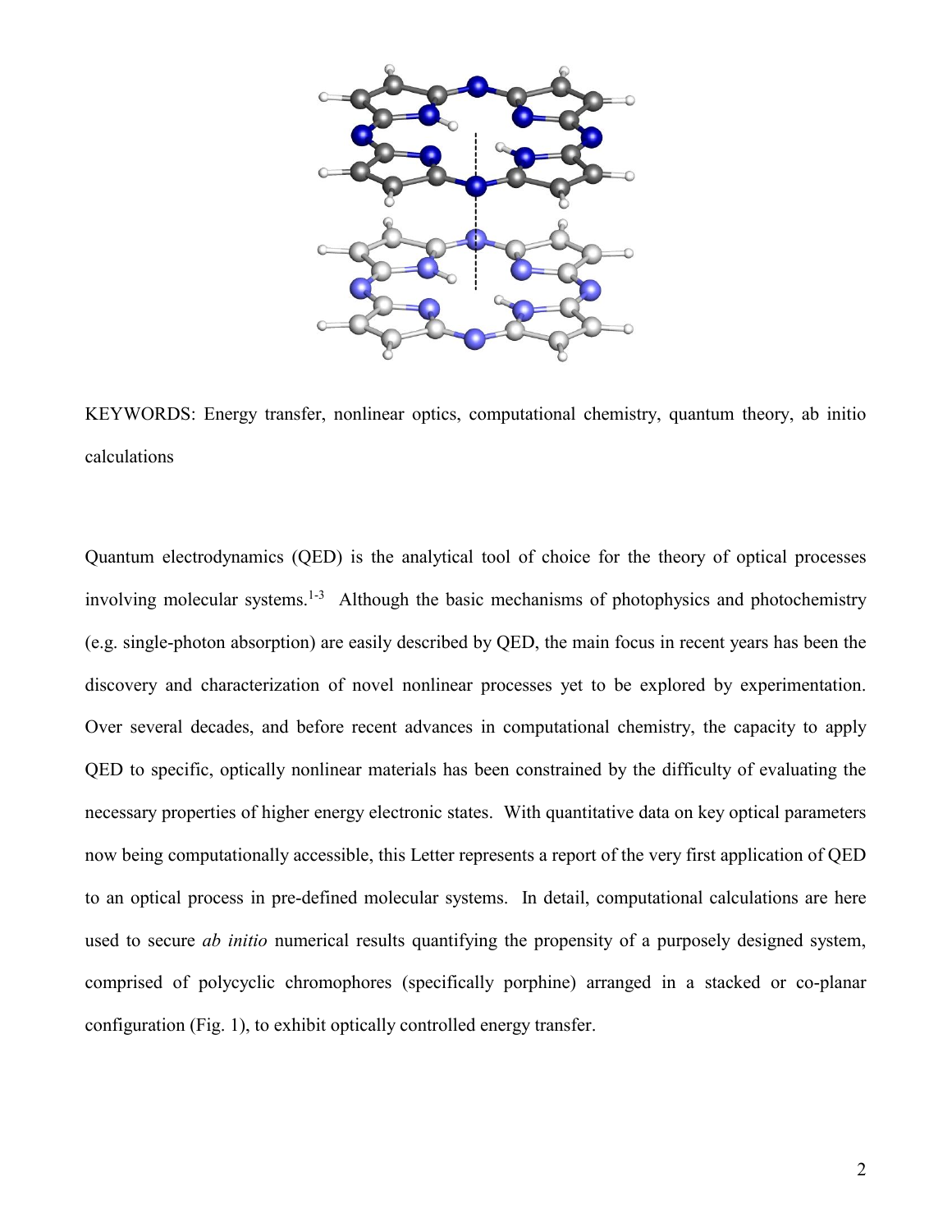KEYWORDS: Energy transfer, nonlinear optics, computational chemistry, quantum theory, ab initio calculations

Quantum electrodynamics (QED) is the analytical tool of choice for the theory of optical processes involving molecular systems.[1-3] Although the basic mechanisms of photophysics and photochemistry (e.g. single-photon absorption) are easily described by QED, the main focus in recent years has been the discovery and characterization of novel nonlinear processes yet to be explored by experimentation. Over several decades, and before recent advances in computational chemistry, the capacity to apply QED to specific, optically nonlinear materials has been constrained by the difficulty of evaluating the necessary properties of higher energy electronic states. With quantitative data on key optical parameters now being computationally accessible, this Letter represents a report of the very first application of QED to an optical process in pre-defined molecular systems. In detail, computational calculations are here used to secure *ab initio* numerical results quantifying the propensity of a purposely designed system, comprised of polycyclic chromophores (specifically porphine) arranged in a stacked or co-planar configuration (Fig. 1), to exhibit optically controlled energy transfer.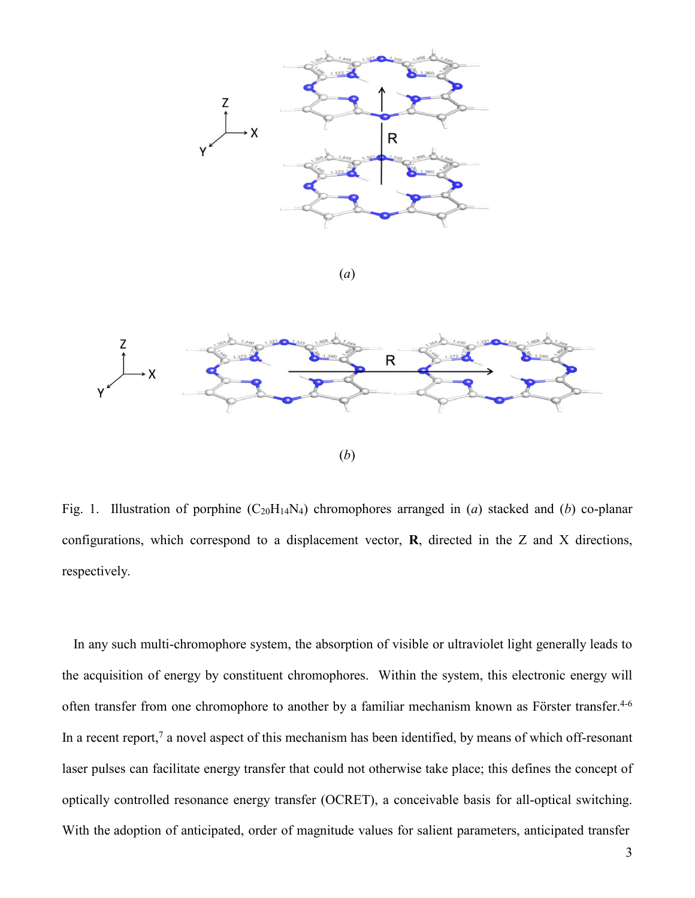Fig. 1. Illustration of porphine ($C_{20}H_{14}N_4$) chromophores arranged in (*a*) stacked and (*b*) co-planar configurations, which correspond to a displacement vector, **R**, directed in the Z and X directions, respectively.

In any such multi-chromophore system, the absorption of visible or ultraviolet light generally leads to the acquisition of energy by constituent chromophores. Within the system, this electronic energy will often transfer from one chromophore to another by a familiar mechanism known as Förster transfer.[4-6] In a recent report,[7] a novel aspect of this mechanism has been identified, by means of which off-resonant laser pulses can facilitate energy transfer that could not otherwise take place; this defines the concept of optically controlled resonance energy transfer (OCRET), a conceivable basis for all-optical switching. With the adoption of anticipated, order of magnitude values for salient parameters, anticipated transfer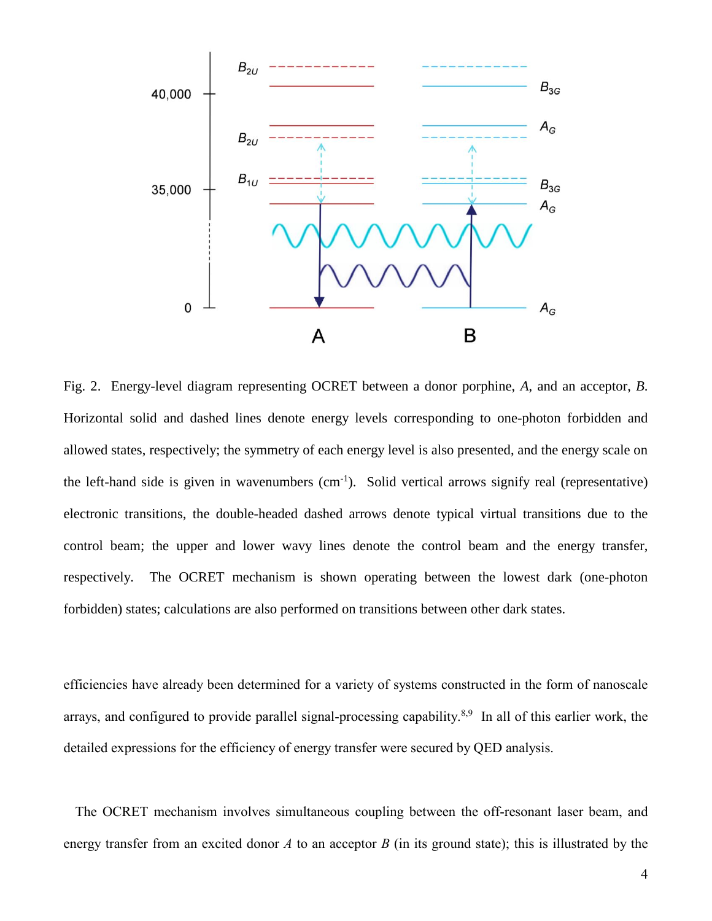Fig. 2. Energy-level diagram representing OCRET between a donor porphine, *A*, and an acceptor, *B*. Horizontal solid and dashed lines denote energy levels corresponding to one-photon forbidden and allowed states, respectively; the symmetry of each energy level is also presented, and the energy scale on the left-hand side is given in wavenumbers ($cm^{-1}$). Solid vertical arrows signify real (representative) electronic transitions, the double-headed dashed arrows denote typical virtual transitions due to the control beam; the upper and lower wavy lines denote the control beam and the energy transfer, respectively. The OCRET mechanism is shown operating between the lowest dark (one-photon forbidden) states; calculations are also performed on transitions between other dark states.

efficiencies have already been determined for a variety of systems constructed in the form of nanoscale arrays, and configured to provide parallel signal-processing capability.[8,9] In all of this earlier work, the detailed expressions for the efficiency of energy transfer were secured by QED analysis.

The OCRET mechanism involves simultaneous coupling between the off-resonant laser beam, and energy transfer from an excited donor *A* to an acceptor *B* (in its ground state); this is illustrated by the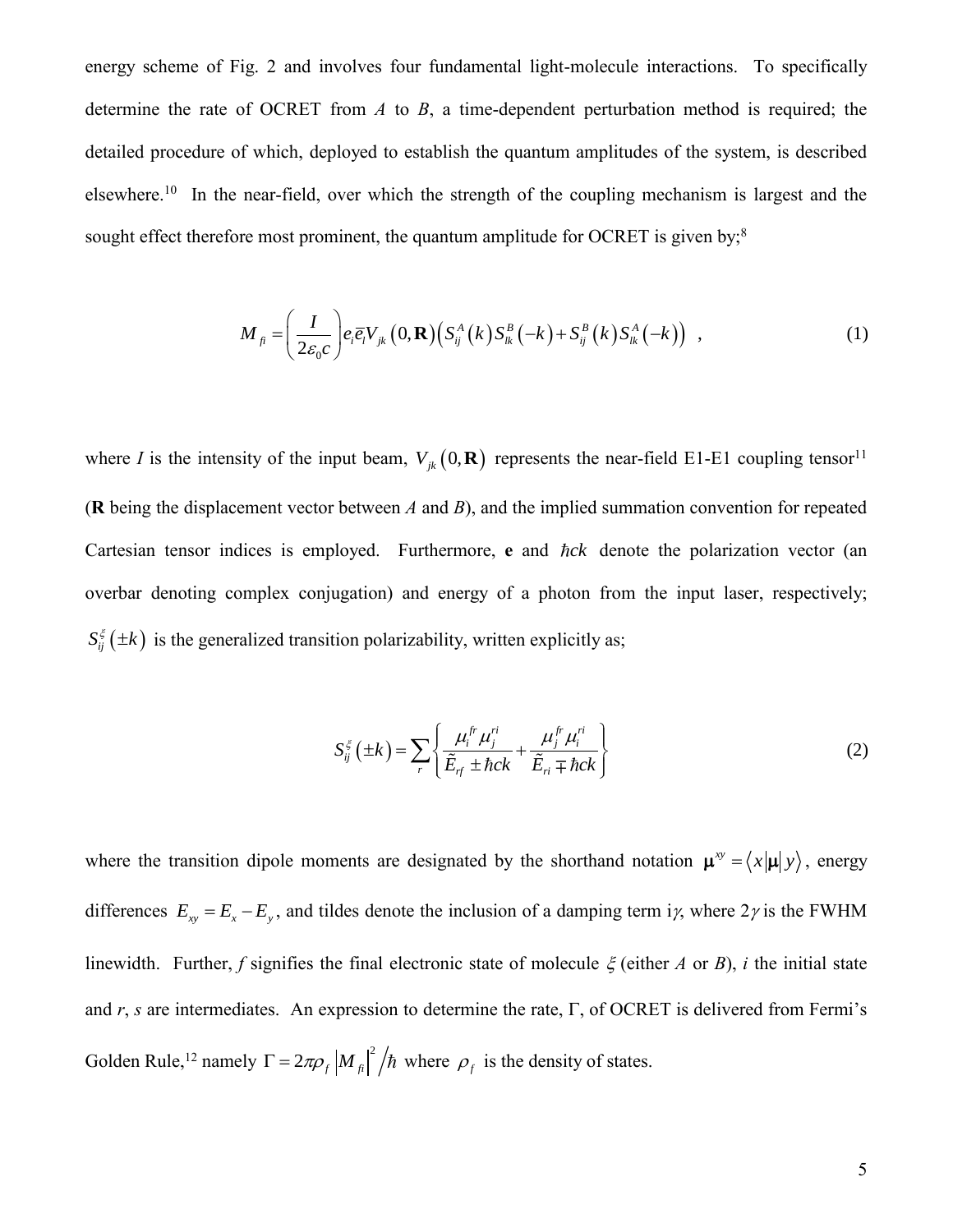energy scheme of Fig. 2 and involves four fundamental light-molecule interactions. To specifically determine the rate of OCRET from $A$ to $B$, a time-dependent perturbation method is required; the detailed procedure of which, deployed to establish the quantum amplitudes of the system, is described elsewhere.[10] In the near-field, over which the strength of the coupling mechanism is largest and the sought effect therefore most prominent, the quantum amplitude for OCRET is given by;[8]

$$M_{fi} = \left( \frac{I}{2\varepsilon_0 c} \right) e_i \bar{e}_l V_{jk}\left(0,\mathbf{R}\right)\left( S_{ij}^{A}\left(k\right) S_{lk}^{B}\left(-k\right) + S_{ij}^{B}\left(k\right) S_{lk}^{A}\left(-k\right) \right) \; , \tag{1}$$

where $I$ is the intensity of the input beam, $V_{jk}\left(0,\mathbf{R}\right)$ represents the near-field E1-E1 coupling tensor[11] ($\mathbf{R}$ being the displacement vector between $A$ and $B$), and the implied summation convention for repeated Cartesian tensor indices is employed. Furthermore, $\mathbf{e}$ and $\hbar ck$ denote the polarization vector (an overbar denoting complex conjugation) and energy of a photon from the input laser, respectively; $S_{ij}^{\xi}\left(\pm k\right)$ is the generalized transition polarizability, written explicitly as;

$$S_{ij}^{\xi}\left(\pm k\right) = \sum_{r} \left\{ \frac{\mu_i^{fr} \mu_j^{ri}}{\tilde{E}_{rf} \pm \hbar ck} + \frac{\mu_j^{fr} \mu_i^{ri}}{\tilde{E}_{ri} \mp \hbar ck} \right\} \tag{2}$$

where the transition dipole moments are designated by the shorthand notation $\boldsymbol{\mu}^{xy} = \langle x | \boldsymbol{\mu} | y \rangle$, energy differences $E_{xy} = E_x - E_y$, and tildes denote the inclusion of a damping term i$\gamma$, where $2\gamma$ is the FWHM linewidth. Further, $f$ signifies the final electronic state of molecule $\xi$ (either $A$ or $B$), $i$ the initial state and $r$, $s$ are intermediates. An expression to determine the rate, $\Gamma$, of OCRET is delivered from Fermi's Golden Rule,[12] namely $\Gamma = 2\pi \rho_f \left| M_{fi} \right|^2 / \hbar$ where $\rho_f$ is the density of states.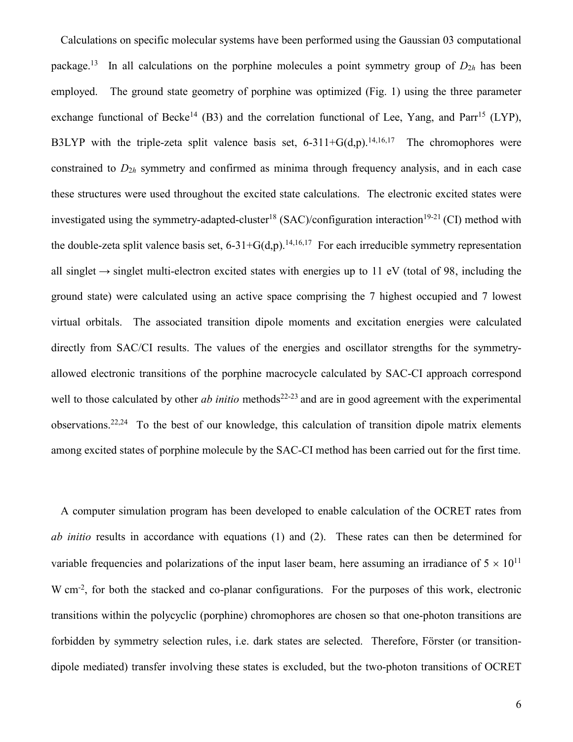Calculations on specific molecular systems have been performed using the Gaussian 03 computational package.[13] In all calculations on the porphine molecules a point symmetry group of $D_{2h}$ has been employed. The ground state geometry of porphine was optimized (Fig. 1) using the three parameter exchange functional of Becke[14] (B3) and the correlation functional of Lee, Yang, and Parr[15] (LYP), B3LYP with the triple-zeta split valence basis set, 6-311+G(d,p).[14,16,17] The chromophores were constrained to $D_{2h}$ symmetry and confirmed as minima through frequency analysis, and in each case these structures were used throughout the excited state calculations. The electronic excited states were investigated using the symmetry-adapted-cluster[18] (SAC)/configuration interaction[19-21] (CI) method with the double-zeta split valence basis set, 6-31+G(d,p).[14,16,17] For each irreducible symmetry representation all singlet → singlet multi-electron excited states with energies up to 11 eV (total of 98, including the ground state) were calculated using an active space comprising the 7 highest occupied and 7 lowest virtual orbitals. The associated transition dipole moments and excitation energies were calculated directly from SAC/CI results. The values of the energies and oscillator strengths for the symmetry-allowed electronic transitions of the porphine macrocycle calculated by SAC-CI approach correspond well to those calculated by other *ab initio* methods[22-23] and are in good agreement with the experimental observations.[22,24] To the best of our knowledge, this calculation of transition dipole matrix elements among excited states of porphine molecule by the SAC-CI method has been carried out for the first time.

A computer simulation program has been developed to enable calculation of the OCRET rates from *ab initio* results in accordance with equations (1) and (2). These rates can then be determined for variable frequencies and polarizations of the input laser beam, here assuming an irradiance of $5 \times 10^{11}$ W cm$^{-2}$, for both the stacked and co-planar configurations. For the purposes of this work, electronic transitions within the polycyclic (porphine) chromophores are chosen so that one-photon transitions are forbidden by symmetry selection rules, i.e. dark states are selected. Therefore, Förster (or transition-dipole mediated) transfer involving these states is excluded, but the two-photon transitions of OCRET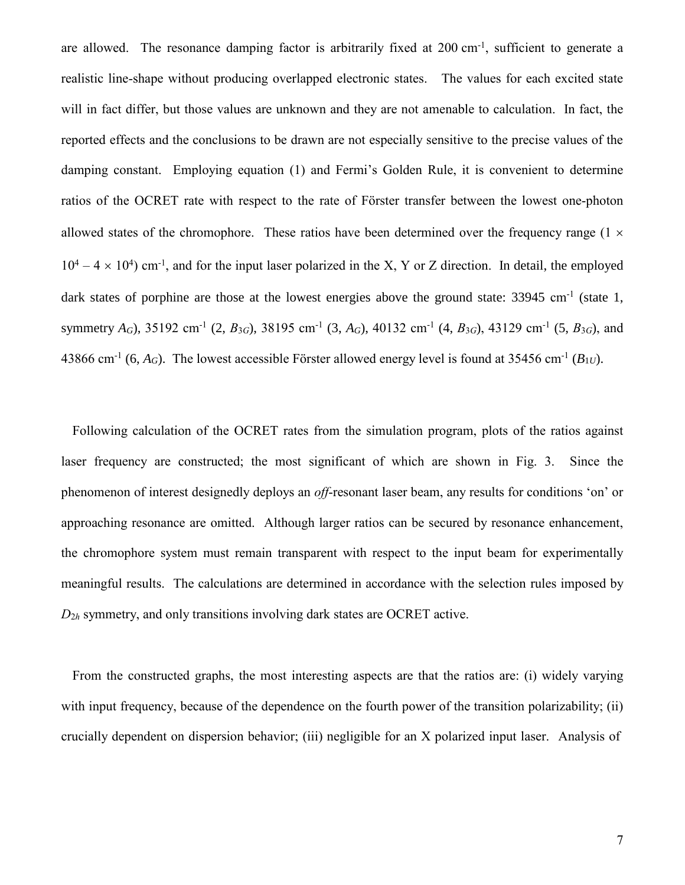are allowed. The resonance damping factor is arbitrarily fixed at 200 $cm^{-1}$, sufficient to generate a realistic line-shape without producing overlapped electronic states. The values for each excited state will in fact differ, but those values are unknown and they are not amenable to calculation. In fact, the reported effects and the conclusions to be drawn are not especially sensitive to the precise values of the damping constant. Employing equation (1) and Fermi's Golden Rule, it is convenient to determine ratios of the OCRET rate with respect to the rate of Förster transfer between the lowest one-photon allowed states of the chromophore. These ratios have been determined over the frequency range ($1 \times 10^4 - 4 \times 10^4$) $cm^{-1}$, and for the input laser polarized in the X, Y or Z direction. In detail, the employed dark states of porphine are those at the lowest energies above the ground state: 33945 $cm^{-1}$ (state 1, symmetry $A_G$), 35192 $cm^{-1}$ (2, $B_{3G}$), 38195 $cm^{-1}$ (3, $A_G$), 40132 $cm^{-1}$ (4, $B_{3G}$), 43129 $cm^{-1}$ (5, $B_{3G}$), and 43866 $cm^{-1}$ (6, $A_G$). The lowest accessible Förster allowed energy level is found at 35456 $cm^{-1}$ ($B_{1U}$).

Following calculation of the OCRET rates from the simulation program, plots of the ratios against laser frequency are constructed; the most significant of which are shown in Fig. 3. Since the phenomenon of interest designedly deploys an *off*-resonant laser beam, any results for conditions 'on' or approaching resonance are omitted. Although larger ratios can be secured by resonance enhancement, the chromophore system must remain transparent with respect to the input beam for experimentally meaningful results. The calculations are determined in accordance with the selection rules imposed by $D_{2h}$ symmetry, and only transitions involving dark states are OCRET active.

From the constructed graphs, the most interesting aspects are that the ratios are: (i) widely varying with input frequency, because of the dependence on the fourth power of the transition polarizability; (ii) crucially dependent on dispersion behavior; (iii) negligible for an X polarized input laser. Analysis of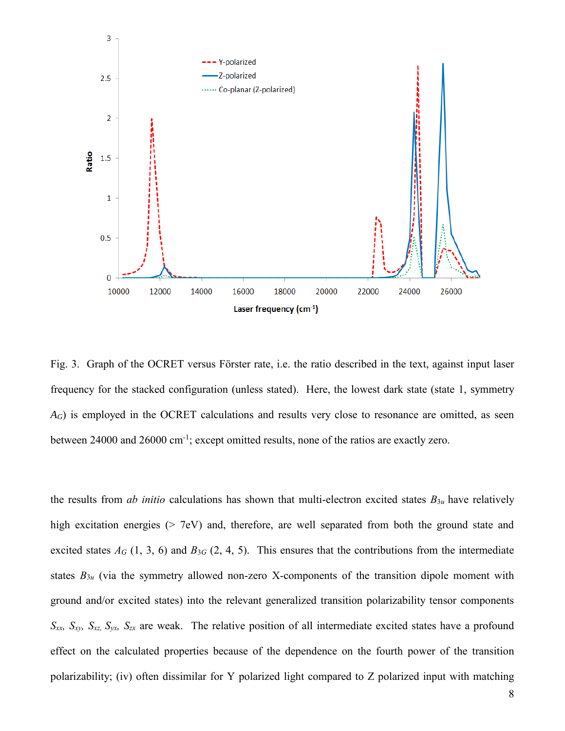Fig. 3. Graph of the OCRET versus Förster rate, i.e. the ratio described in the text, against input laser frequency for the stacked configuration (unless stated). Here, the lowest dark state (state 1, symmetry $A_G$) is employed in the OCRET calculations and results very close to resonance are omitted, as seen between 24000 and 26000 cm$^{-1}$; except omitted results, none of the ratios are exactly zero.

the results from *ab initio* calculations has shown that multi-electron excited states $B_{3u}$ have relatively high excitation energies (> 7eV) and, therefore, are well separated from both the ground state and excited states $A_G$ (1, 3, 6) and $B_{3G}$ (2, 4, 5). This ensures that the contributions from the intermediate states $B_{3u}$ (via the symmetry allowed non-zero X-components of the transition dipole moment with ground and/or excited states) into the relevant generalized transition polarizability tensor components $S_{xx}$, $S_{xy}$, $S_{xz}$, $S_{yx}$, $S_{zx}$ are weak. The relative position of all intermediate excited states have a profound effect on the calculated properties because of the dependence on the fourth power of the transition polarizability; (iv) often dissimilar for Y polarized light compared to Z polarized input with matching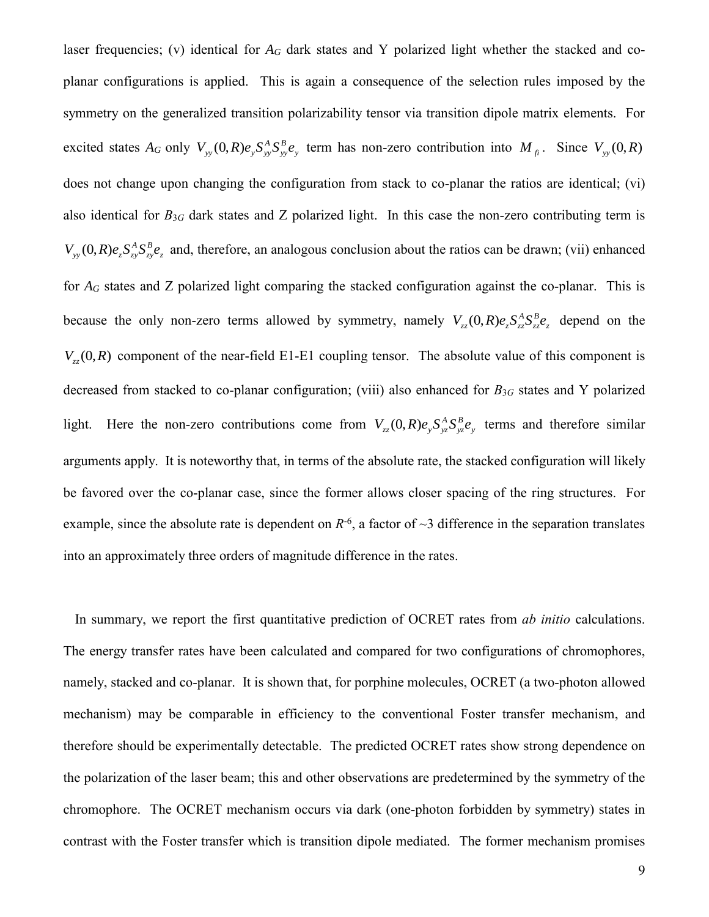laser frequencies; (v) identical for $A_G$ dark states and Y polarized light whether the stacked and co-planar configurations is applied. This is again a consequence of the selection rules imposed by the symmetry on the generalized transition polarizability tensor via transition dipole matrix elements. For excited states $A_G$ only $V_{yy}(0,R)e_y S^A_{yy} S^B_{yy} e_y$ term has non-zero contribution into $M_{fi}$. Since $V_{yy}(0,R)$ does not change upon changing the configuration from stack to co-planar the ratios are identical; (vi) also identical for $B_{3G}$ dark states and Z polarized light. In this case the non-zero contributing term is $V_{yy}(0,R)e_z S^A_{zy} S^B_{zy} e_z$ and, therefore, an analogous conclusion about the ratios can be drawn; (vii) enhanced for $A_G$ states and Z polarized light comparing the stacked configuration against the co-planar. This is because the only non-zero terms allowed by symmetry, namely $V_{zz}(0,R)e_z S^A_{zz} S^B_{zz} e_z$ depend on the $V_{zz}(0,R)$ component of the near-field E1-E1 coupling tensor. The absolute value of this component is decreased from stacked to co-planar configuration; (viii) also enhanced for $B_{3G}$ states and Y polarized light. Here the non-zero contributions come from $V_{zz}(0,R)e_y S^A_{yz} S^B_{yz} e_y$ terms and therefore similar arguments apply. It is noteworthy that, in terms of the absolute rate, the stacked configuration will likely be favored over the co-planar case, since the former allows closer spacing of the ring structures. For example, since the absolute rate is dependent on $R^{-6}$, a factor of ~3 difference in the separation translates into an approximately three orders of magnitude difference in the rates.

In summary, we report the first quantitative prediction of OCRET rates from *ab initio* calculations. The energy transfer rates have been calculated and compared for two configurations of chromophores, namely, stacked and co-planar. It is shown that, for porphine molecules, OCRET (a two-photon allowed mechanism) may be comparable in efficiency to the conventional Foster transfer mechanism, and therefore should be experimentally detectable. The predicted OCRET rates show strong dependence on the polarization of the laser beam; this and other observations are predetermined by the symmetry of the chromophore. The OCRET mechanism occurs via dark (one-photon forbidden by symmetry) states in contrast with the Foster transfer which is transition dipole mediated. The former mechanism promises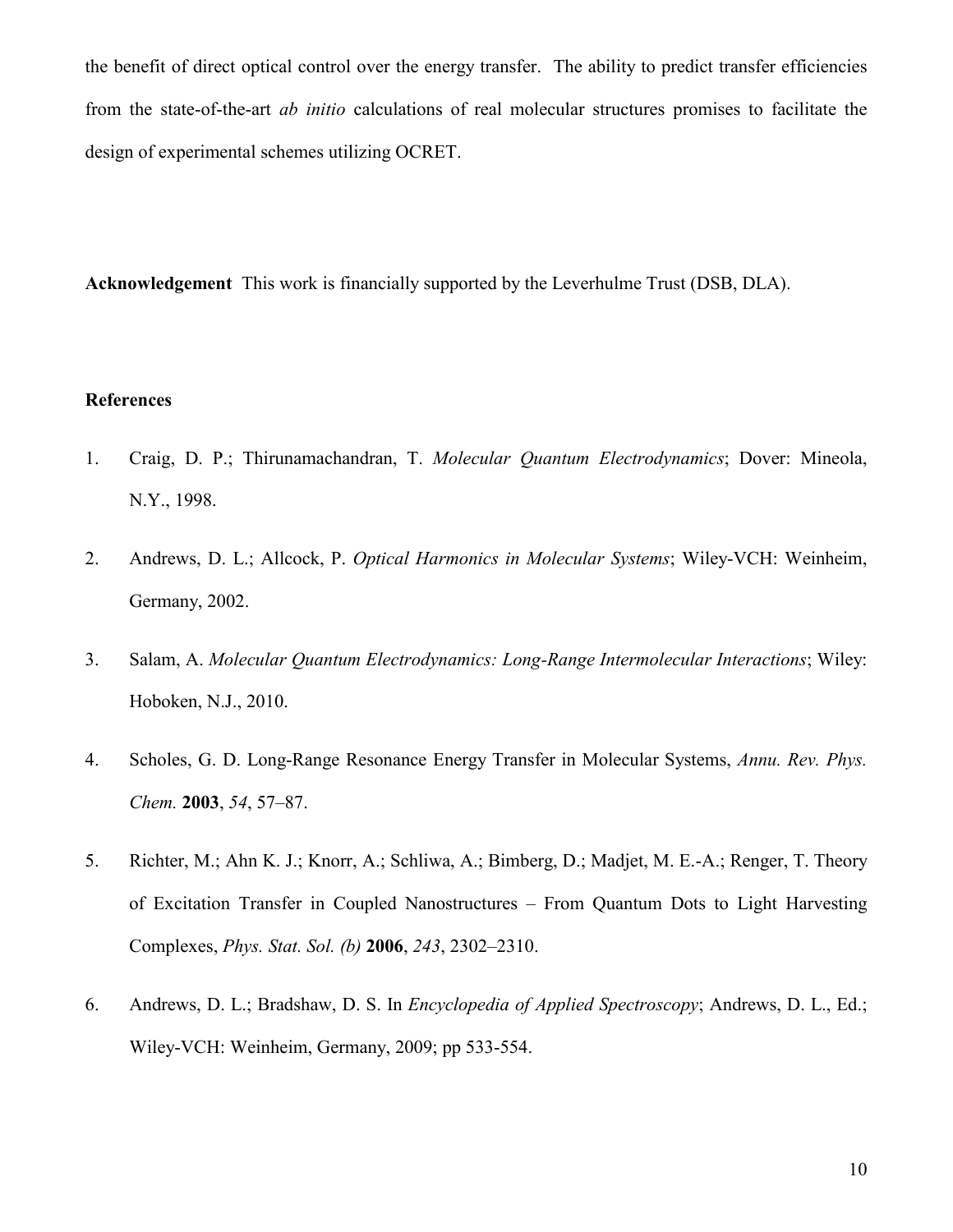the benefit of direct optical control over the energy transfer. The ability to predict transfer efficiencies from the state-of-the-art *ab initio* calculations of real molecular structures promises to facilitate the design of experimental schemes utilizing OCRET.

**Acknowledgement** This work is financially supported by the Leverhulme Trust (DSB, DLA).

## References

1. Craig, D. P.; Thirunamachandran, T. *Molecular Quantum Electrodynamics*; Dover: Mineola, N.Y., 1998.

2. Andrews, D. L.; Allcock, P. *Optical Harmonics in Molecular Systems*; Wiley-VCH: Weinheim, Germany, 2002.

3. Salam, A. *Molecular Quantum Electrodynamics: Long-Range Intermolecular Interactions*; Wiley: Hoboken, N.J., 2010.

4. Scholes, G. D. Long-Range Resonance Energy Transfer in Molecular Systems, *Annu. Rev. Phys. Chem.* **2003**, *54*, 57–87.

5. Richter, M.; Ahn K. J.; Knorr, A.; Schliwa, A.; Bimberg, D.; Madjet, M. E.-A.; Renger, T. Theory of Excitation Transfer in Coupled Nanostructures – From Quantum Dots to Light Harvesting Complexes, *Phys. Stat. Sol. (b)* **2006**, *243*, 2302–2310.

6. Andrews, D. L.; Bradshaw, D. S. In *Encyclopedia of Applied Spectroscopy*; Andrews, D. L., Ed.; Wiley-VCH: Weinheim, Germany, 2009; pp 533-554.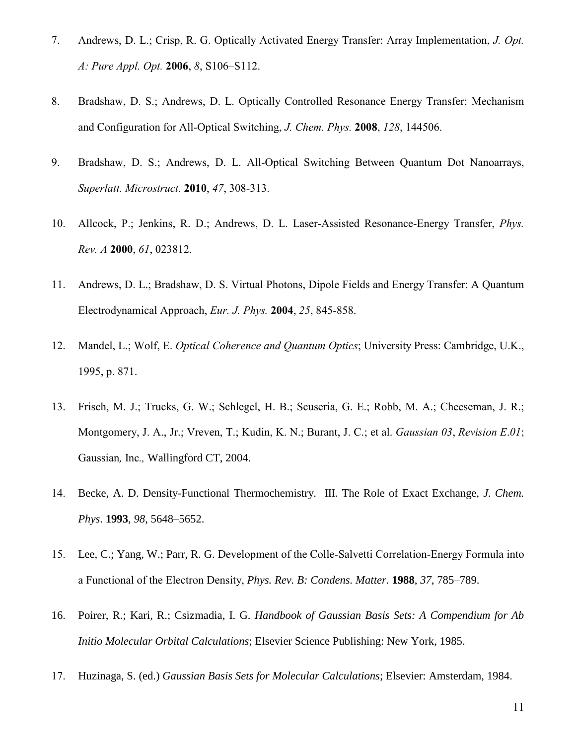7. Andrews, D. L.; Crisp, R. G. Optically Activated Energy Transfer: Array Implementation, *J. Opt. A: Pure Appl. Opt.* **2006**, *8*, S106–S112.

8. Bradshaw, D. S.; Andrews, D. L. Optically Controlled Resonance Energy Transfer: Mechanism and Configuration for All-Optical Switching, *J. Chem. Phys.* **2008**, *128*, 144506.

9. Bradshaw, D. S.; Andrews, D. L. All-Optical Switching Between Quantum Dot Nanoarrays, *Superlatt. Microstruct.* **2010**, *47*, 308-313.

10. Allcock, P.; Jenkins, R. D.; Andrews, D. L. Laser-Assisted Resonance-Energy Transfer, *Phys. Rev. A* **2000**, *61*, 023812.

11. Andrews, D. L.; Bradshaw, D. S. Virtual Photons, Dipole Fields and Energy Transfer: A Quantum Electrodynamical Approach, *Eur. J. Phys.* **2004**, *25*, 845-858.

12. Mandel, L.; Wolf, E. *Optical Coherence and Quantum Optics*; University Press: Cambridge, U.K., 1995, p. 871.

13. Frisch, M. J.; Trucks, G. W.; Schlegel, H. B.; Scuseria, G. E.; Robb, M. A.; Cheeseman, J. R.; Montgomery, J. A., Jr.; Vreven, T.; Kudin, K. N.; Burant, J. C.; et al. *Gaussian 03*, *Revision E.01*; Gaussian, Inc., Wallingford CT, 2004.

14. Becke, A. D. Density-Functional Thermochemistry. III. The Role of Exact Exchange, *J. Chem. Phys*. **1993**, *98*, 5648–5652.

15. Lee, C.; Yang, W.; Parr, R. G. Development of the Colle-Salvetti Correlation-Energy Formula into a Functional of the Electron Density, *Phys. Rev. B: Condens. Matter*. **1988**, *37*, 785–789.

16. Poirer, R.; Kari, R.; Csizmadia, I. G. *Handbook of Gaussian Basis Sets: A Compendium for Ab Initio Molecular Orbital Calculations*; Elsevier Science Publishing: New York, 1985.

17. Huzinaga, S. (ed.) *Gaussian Basis Sets for Molecular Calculations*; Elsevier: Amsterdam, 1984.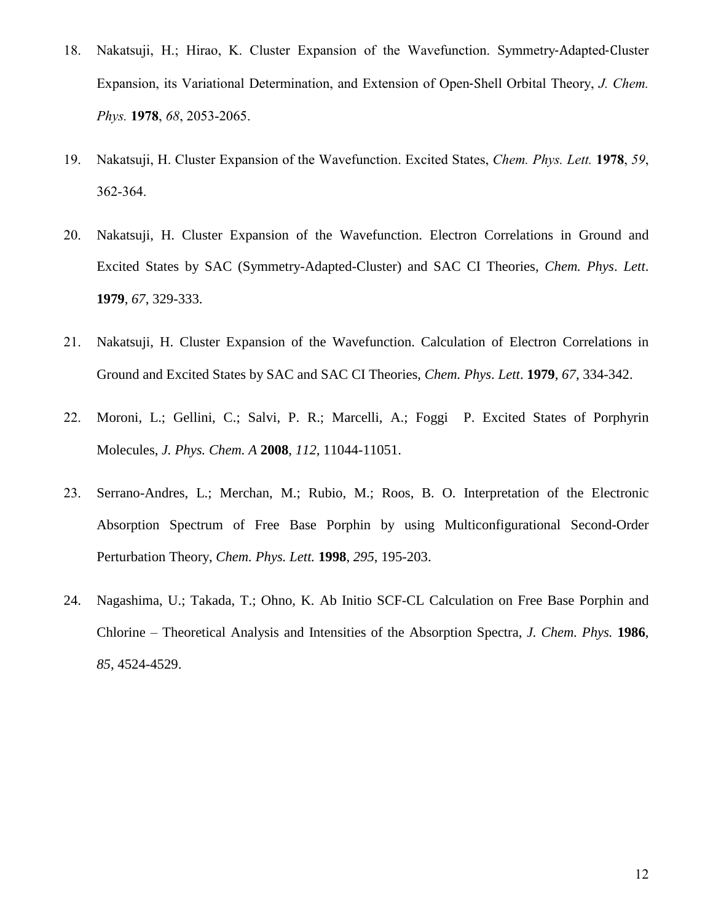18. Nakatsuji, H.; Hirao, K. Cluster Expansion of the Wavefunction. Symmetry‐Adapted‐Cluster Expansion, its Variational Determination, and Extension of Open‐Shell Orbital Theory, *J. Chem. Phys.* **1978**, *68*, 2053-2065.

19. Nakatsuji, H. Cluster Expansion of the Wavefunction. Excited States, *Chem. Phys. Lett.* **1978**, *59*, 362-364.

20. Nakatsuji, H. Cluster Expansion of the Wavefunction. Electron Correlations in Ground and Excited States by SAC (Symmetry-Adapted-Cluster) and SAC CI Theories, *Chem. Phys. Lett.* **1979**, *67*, 329-333.

21. Nakatsuji, H. Cluster Expansion of the Wavefunction. Calculation of Electron Correlations in Ground and Excited States by SAC and SAC CI Theories, *Chem. Phys. Lett.* **1979**, *67*, 334-342.

22. Moroni, L.; Gellini, C.; Salvi, P. R.; Marcelli, A.; Foggi P. Excited States of Porphyrin Molecules, *J. Phys. Chem. A* **2008**, *112,* 11044-11051.

23. Serrano-Andres, L.; Merchan, M.; Rubio, M.; Roos, B. O. Interpretation of the Electronic Absorption Spectrum of Free Base Porphin by using Multiconfigurational Second-Order Perturbation Theory, *Chem. Phys. Lett.* **1998**, *295*, 195-203.

24. Nagashima, U.; Takada, T.; Ohno, K. Ab Initio SCF-CL Calculation on Free Base Porphin and Chlorine – Theoretical Analysis and Intensities of the Absorption Spectra, *J. Chem. Phys.* **1986**, *85*, 4524-4529.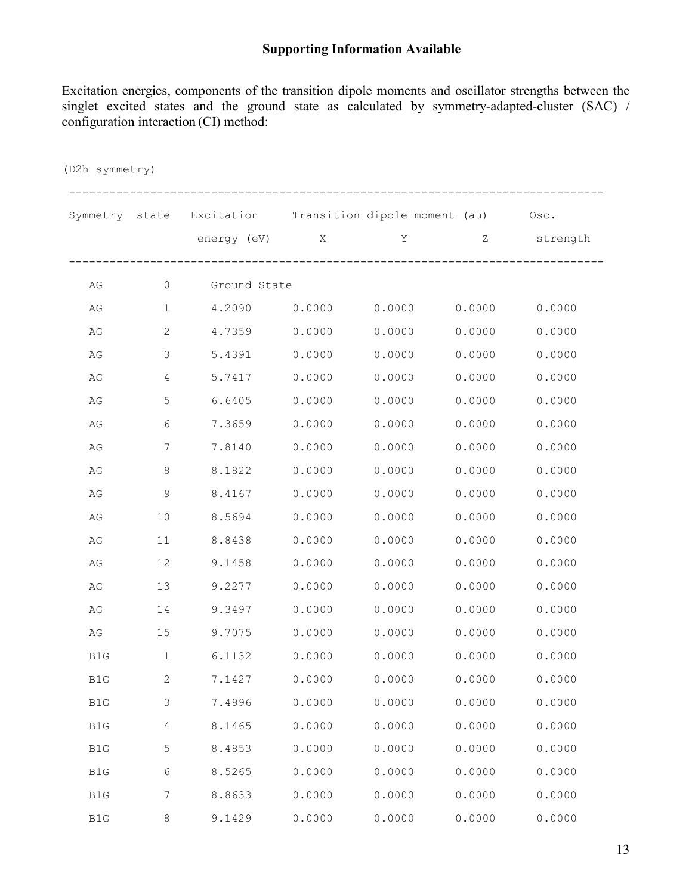**Supporting Information Available**

Excitation energies, components of the transition dipole moments and oscillator strengths between the singlet excited states and the ground state as calculated by symmetry-adapted-cluster (SAC) / configuration interaction (CI) method:

(D2h symmetry)

| Symmetry | state | Excitation energy (eV) | Transition dipole moment (au) X | Y | Z | Osc. strength |
|---|---|---|---|---|---|---|
| AG | 0 | Ground State | | | | |
| AG | 1 | 4.2090 | 0.0000 | 0.0000 | 0.0000 | 0.0000 |
| AG | 2 | 4.7359 | 0.0000 | 0.0000 | 0.0000 | 0.0000 |
| AG | 3 | 5.4391 | 0.0000 | 0.0000 | 0.0000 | 0.0000 |
| AG | 4 | 5.7417 | 0.0000 | 0.0000 | 0.0000 | 0.0000 |
| AG | 5 | 6.6405 | 0.0000 | 0.0000 | 0.0000 | 0.0000 |
| AG | 6 | 7.3659 | 0.0000 | 0.0000 | 0.0000 | 0.0000 |
| AG | 7 | 7.8140 | 0.0000 | 0.0000 | 0.0000 | 0.0000 |
| AG | 8 | 8.1822 | 0.0000 | 0.0000 | 0.0000 | 0.0000 |
| AG | 9 | 8.4167 | 0.0000 | 0.0000 | 0.0000 | 0.0000 |
| AG | 10 | 8.5694 | 0.0000 | 0.0000 | 0.0000 | 0.0000 |
| AG | 11 | 8.8438 | 0.0000 | 0.0000 | 0.0000 | 0.0000 |
| AG | 12 | 9.1458 | 0.0000 | 0.0000 | 0.0000 | 0.0000 |
| AG | 13 | 9.2277 | 0.0000 | 0.0000 | 0.0000 | 0.0000 |
| AG | 14 | 9.3497 | 0.0000 | 0.0000 | 0.0000 | 0.0000 |
| AG | 15 | 9.7075 | 0.0000 | 0.0000 | 0.0000 | 0.0000 |
| B1G | 1 | 6.1132 | 0.0000 | 0.0000 | 0.0000 | 0.0000 |
| B1G | 2 | 7.1427 | 0.0000 | 0.0000 | 0.0000 | 0.0000 |
| B1G | 3 | 7.4996 | 0.0000 | 0.0000 | 0.0000 | 0.0000 |
| B1G | 4 | 8.1465 | 0.0000 | 0.0000 | 0.0000 | 0.0000 |
| B1G | 5 | 8.4853 | 0.0000 | 0.0000 | 0.0000 | 0.0000 |
| B1G | 6 | 8.5265 | 0.0000 | 0.0000 | 0.0000 | 0.0000 |
| B1G | 7 | 8.8633 | 0.0000 | 0.0000 | 0.0000 | 0.0000 |
| B1G | 8 | 9.1429 | 0.0000 | 0.0000 | 0.0000 | 0.0000 |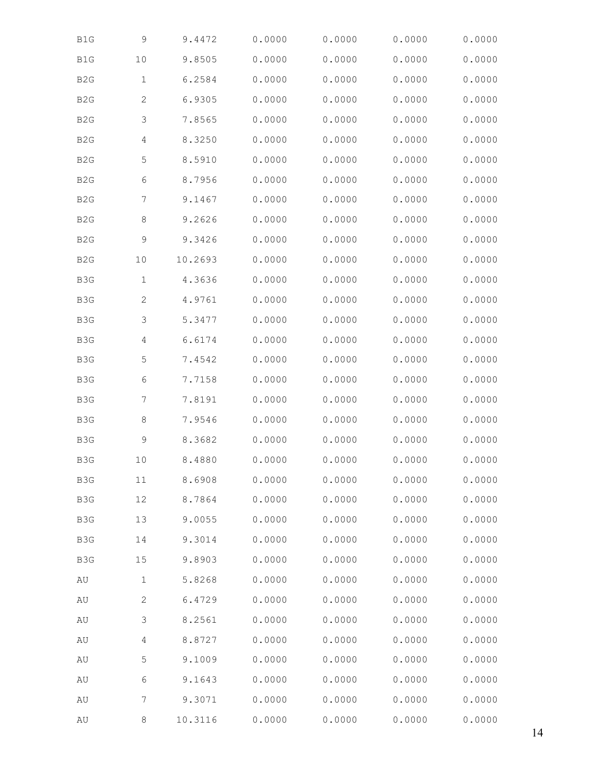| B1G | 9 | 9.4472 | 0.0000 | 0.0000 | 0.0000 | 0.0000 |
|---|---|---|---|---|---|---|
| B1G | 10 | 9.8505 | 0.0000 | 0.0000 | 0.0000 | 0.0000 |
| B2G | 1 | 6.2584 | 0.0000 | 0.0000 | 0.0000 | 0.0000 |
| B2G | 2 | 6.9305 | 0.0000 | 0.0000 | 0.0000 | 0.0000 |
| B2G | 3 | 7.8565 | 0.0000 | 0.0000 | 0.0000 | 0.0000 |
| B2G | 4 | 8.3250 | 0.0000 | 0.0000 | 0.0000 | 0.0000 |
| B2G | 5 | 8.5910 | 0.0000 | 0.0000 | 0.0000 | 0.0000 |
| B2G | 6 | 8.7956 | 0.0000 | 0.0000 | 0.0000 | 0.0000 |
| B2G | 7 | 9.1467 | 0.0000 | 0.0000 | 0.0000 | 0.0000 |
| B2G | 8 | 9.2626 | 0.0000 | 0.0000 | 0.0000 | 0.0000 |
| B2G | 9 | 9.3426 | 0.0000 | 0.0000 | 0.0000 | 0.0000 |
| B2G | 10 | 10.2693 | 0.0000 | 0.0000 | 0.0000 | 0.0000 |
| B3G | 1 | 4.3636 | 0.0000 | 0.0000 | 0.0000 | 0.0000 |
| B3G | 2 | 4.9761 | 0.0000 | 0.0000 | 0.0000 | 0.0000 |
| B3G | 3 | 5.3477 | 0.0000 | 0.0000 | 0.0000 | 0.0000 |
| B3G | 4 | 6.6174 | 0.0000 | 0.0000 | 0.0000 | 0.0000 |
| B3G | 5 | 7.4542 | 0.0000 | 0.0000 | 0.0000 | 0.0000 |
| B3G | 6 | 7.7158 | 0.0000 | 0.0000 | 0.0000 | 0.0000 |
| B3G | 7 | 7.8191 | 0.0000 | 0.0000 | 0.0000 | 0.0000 |
| B3G | 8 | 7.9546 | 0.0000 | 0.0000 | 0.0000 | 0.0000 |
| B3G | 9 | 8.3682 | 0.0000 | 0.0000 | 0.0000 | 0.0000 |
| B3G | 10 | 8.4880 | 0.0000 | 0.0000 | 0.0000 | 0.0000 |
| B3G | 11 | 8.6908 | 0.0000 | 0.0000 | 0.0000 | 0.0000 |
| B3G | 12 | 8.7864 | 0.0000 | 0.0000 | 0.0000 | 0.0000 |
| B3G | 13 | 9.0055 | 0.0000 | 0.0000 | 0.0000 | 0.0000 |
| B3G | 14 | 9.3014 | 0.0000 | 0.0000 | 0.0000 | 0.0000 |
| B3G | 15 | 9.8903 | 0.0000 | 0.0000 | 0.0000 | 0.0000 |
| AU | 1 | 5.8268 | 0.0000 | 0.0000 | 0.0000 | 0.0000 |
| AU | 2 | 6.4729 | 0.0000 | 0.0000 | 0.0000 | 0.0000 |
| AU | 3 | 8.2561 | 0.0000 | 0.0000 | 0.0000 | 0.0000 |
| AU | 4 | 8.8727 | 0.0000 | 0.0000 | 0.0000 | 0.0000 |
| AU | 5 | 9.1009 | 0.0000 | 0.0000 | 0.0000 | 0.0000 |
| AU | 6 | 9.1643 | 0.0000 | 0.0000 | 0.0000 | 0.0000 |
| AU | 7 | 9.3071 | 0.0000 | 0.0000 | 0.0000 | 0.0000 |
| AU | 8 | 10.3116 | 0.0000 | 0.0000 | 0.0000 | 0.0000 |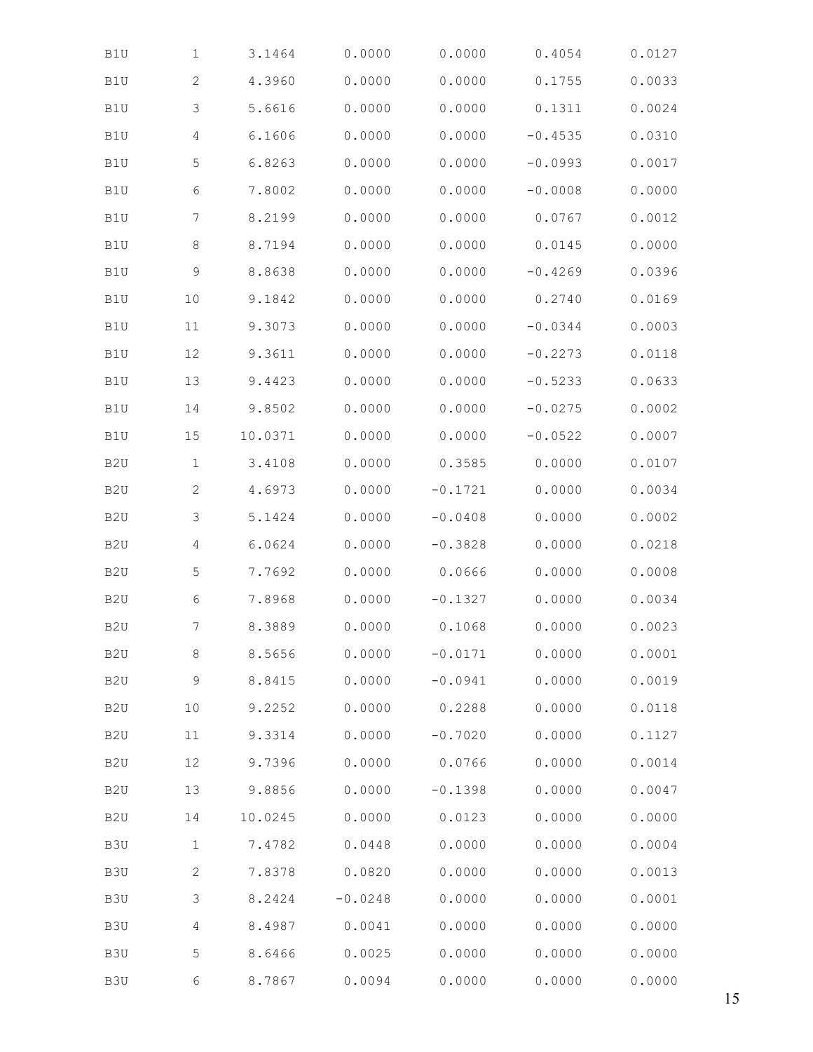| | | | | | | |
|---|---|---|---|---|---|---|
| B1U | 1 | 3.1464 | 0.0000 | 0.0000 | 0.4054 | 0.0127 |
| B1U | 2 | 4.3960 | 0.0000 | 0.0000 | 0.1755 | 0.0033 |
| B1U | 3 | 5.6616 | 0.0000 | 0.0000 | 0.1311 | 0.0024 |
| B1U | 4 | 6.1606 | 0.0000 | 0.0000 | -0.4535 | 0.0310 |
| B1U | 5 | 6.8263 | 0.0000 | 0.0000 | -0.0993 | 0.0017 |
| B1U | 6 | 7.8002 | 0.0000 | 0.0000 | -0.0008 | 0.0000 |
| B1U | 7 | 8.2199 | 0.0000 | 0.0000 | 0.0767 | 0.0012 |
| B1U | 8 | 8.7194 | 0.0000 | 0.0000 | 0.0145 | 0.0000 |
| B1U | 9 | 8.8638 | 0.0000 | 0.0000 | -0.4269 | 0.0396 |
| B1U | 10 | 9.1842 | 0.0000 | 0.0000 | 0.2740 | 0.0169 |
| B1U | 11 | 9.3073 | 0.0000 | 0.0000 | -0.0344 | 0.0003 |
| B1U | 12 | 9.3611 | 0.0000 | 0.0000 | -0.2273 | 0.0118 |
| B1U | 13 | 9.4423 | 0.0000 | 0.0000 | -0.5233 | 0.0633 |
| B1U | 14 | 9.8502 | 0.0000 | 0.0000 | -0.0275 | 0.0002 |
| B1U | 15 | 10.0371 | 0.0000 | 0.0000 | -0.0522 | 0.0007 |
| B2U | 1 | 3.4108 | 0.0000 | 0.3585 | 0.0000 | 0.0107 |
| B2U | 2 | 4.6973 | 0.0000 | -0.1721 | 0.0000 | 0.0034 |
| B2U | 3 | 5.1424 | 0.0000 | -0.0408 | 0.0000 | 0.0002 |
| B2U | 4 | 6.0624 | 0.0000 | -0.3828 | 0.0000 | 0.0218 |
| B2U | 5 | 7.7692 | 0.0000 | 0.0666 | 0.0000 | 0.0008 |
| B2U | 6 | 7.8968 | 0.0000 | -0.1327 | 0.0000 | 0.0034 |
| B2U | 7 | 8.3889 | 0.0000 | 0.1068 | 0.0000 | 0.0023 |
| B2U | 8 | 8.5656 | 0.0000 | -0.0171 | 0.0000 | 0.0001 |
| B2U | 9 | 8.8415 | 0.0000 | -0.0941 | 0.0000 | 0.0019 |
| B2U | 10 | 9.2252 | 0.0000 | 0.2288 | 0.0000 | 0.0118 |
| B2U | 11 | 9.3314 | 0.0000 | -0.7020 | 0.0000 | 0.1127 |
| B2U | 12 | 9.7396 | 0.0000 | 0.0766 | 0.0000 | 0.0014 |
| B2U | 13 | 9.8856 | 0.0000 | -0.1398 | 0.0000 | 0.0047 |
| B2U | 14 | 10.0245 | 0.0000 | 0.0123 | 0.0000 | 0.0000 |
| B3U | 1 | 7.4782 | 0.0448 | 0.0000 | 0.0000 | 0.0004 |
| B3U | 2 | 7.8378 | 0.0820 | 0.0000 | 0.0000 | 0.0013 |
| B3U | 3 | 8.2424 | -0.0248 | 0.0000 | 0.0000 | 0.0001 |
| B3U | 4 | 8.4987 | 0.0041 | 0.0000 | 0.0000 | 0.0000 |
| B3U | 5 | 8.6466 | 0.0025 | 0.0000 | 0.0000 | 0.0000 |
| B3U | 6 | 8.7867 | 0.0094 | 0.0000 | 0.0000 | 0.0000 |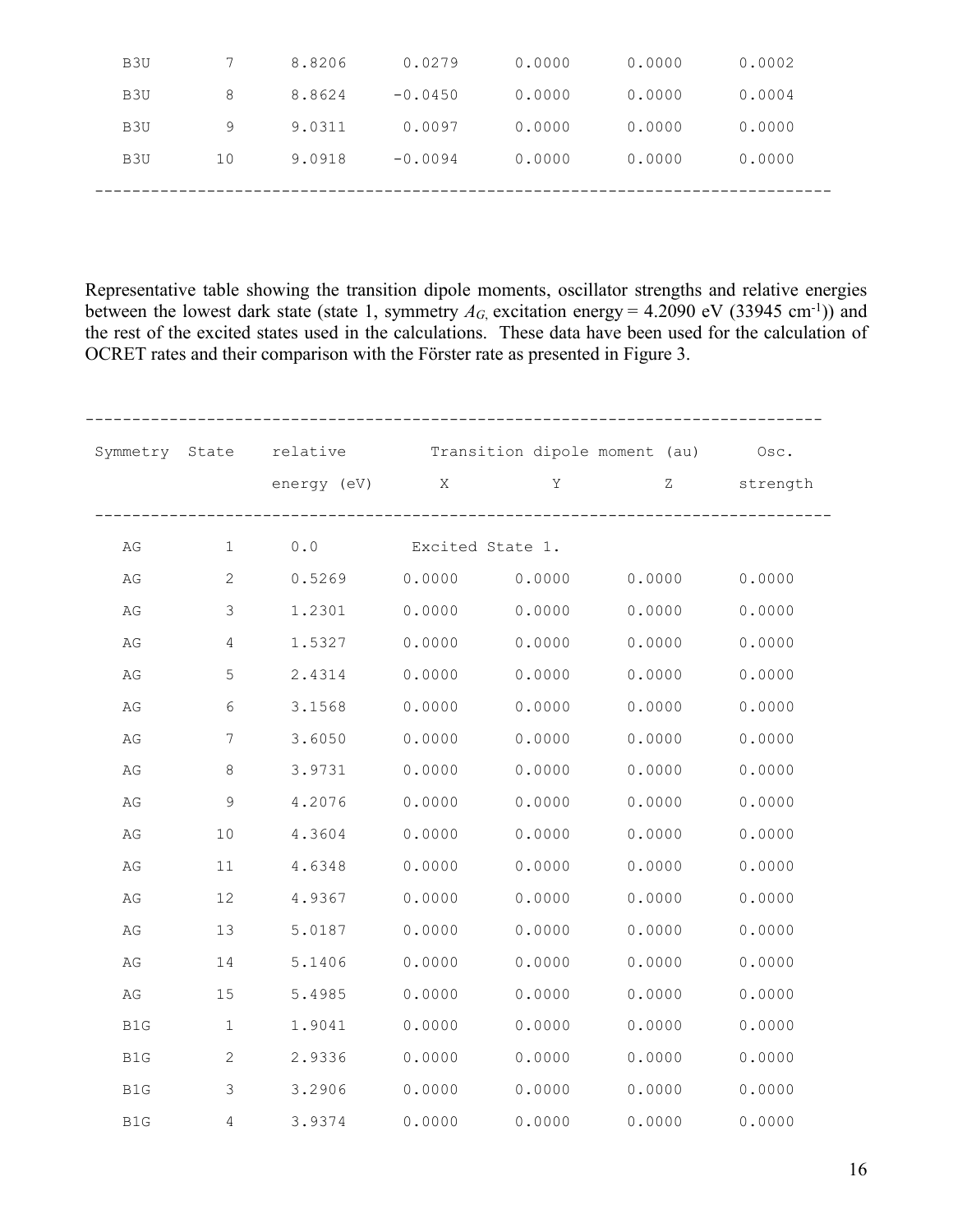| B3U | 7 | 8.8206 | 0.0279 | 0.0000 | 0.0000 | 0.0002 |
|---|---|---|---|---|---|---|
| B3U | 8 | 8.8624 | -0.0450 | 0.0000 | 0.0000 | 0.0004 |
| B3U | 9 | 9.0311 | 0.0097 | 0.0000 | 0.0000 | 0.0000 |
| B3U | 10 | 9.0918 | -0.0094 | 0.0000 | 0.0000 | 0.0000 |

Representative table showing the transition dipole moments, oscillator strengths and relative energies between the lowest dark state (state 1, symmetry $A_G$, excitation energy = 4.2090 eV (33945 cm$^{-1}$)) and the rest of the excited states used in the calculations. These data have been used for the calculation of OCRET rates and their comparison with the Förster rate as presented in Figure 3.

| Symmetry | State | relative energy (eV) | Transition dipole moment (au) X | Y | Z | Osc. strength |
|---|---|---|---|---|---|---|
| AG | 1 | 0.0 | Excited State 1. | | | |
| AG | 2 | 0.5269 | 0.0000 | 0.0000 | 0.0000 | 0.0000 |
| AG | 3 | 1.2301 | 0.0000 | 0.0000 | 0.0000 | 0.0000 |
| AG | 4 | 1.5327 | 0.0000 | 0.0000 | 0.0000 | 0.0000 |
| AG | 5 | 2.4314 | 0.0000 | 0.0000 | 0.0000 | 0.0000 |
| AG | 6 | 3.1568 | 0.0000 | 0.0000 | 0.0000 | 0.0000 |
| AG | 7 | 3.6050 | 0.0000 | 0.0000 | 0.0000 | 0.0000 |
| AG | 8 | 3.9731 | 0.0000 | 0.0000 | 0.0000 | 0.0000 |
| AG | 9 | 4.2076 | 0.0000 | 0.0000 | 0.0000 | 0.0000 |
| AG | 10 | 4.3604 | 0.0000 | 0.0000 | 0.0000 | 0.0000 |
| AG | 11 | 4.6348 | 0.0000 | 0.0000 | 0.0000 | 0.0000 |
| AG | 12 | 4.9367 | 0.0000 | 0.0000 | 0.0000 | 0.0000 |
| AG | 13 | 5.0187 | 0.0000 | 0.0000 | 0.0000 | 0.0000 |
| AG | 14 | 5.1406 | 0.0000 | 0.0000 | 0.0000 | 0.0000 |
| AG | 15 | 5.4985 | 0.0000 | 0.0000 | 0.0000 | 0.0000 |
| B1G | 1 | 1.9041 | 0.0000 | 0.0000 | 0.0000 | 0.0000 |
| B1G | 2 | 2.9336 | 0.0000 | 0.0000 | 0.0000 | 0.0000 |
| B1G | 3 | 3.2906 | 0.0000 | 0.0000 | 0.0000 | 0.0000 |
| B1G | 4 | 3.9374 | 0.0000 | 0.0000 | 0.0000 | 0.0000 |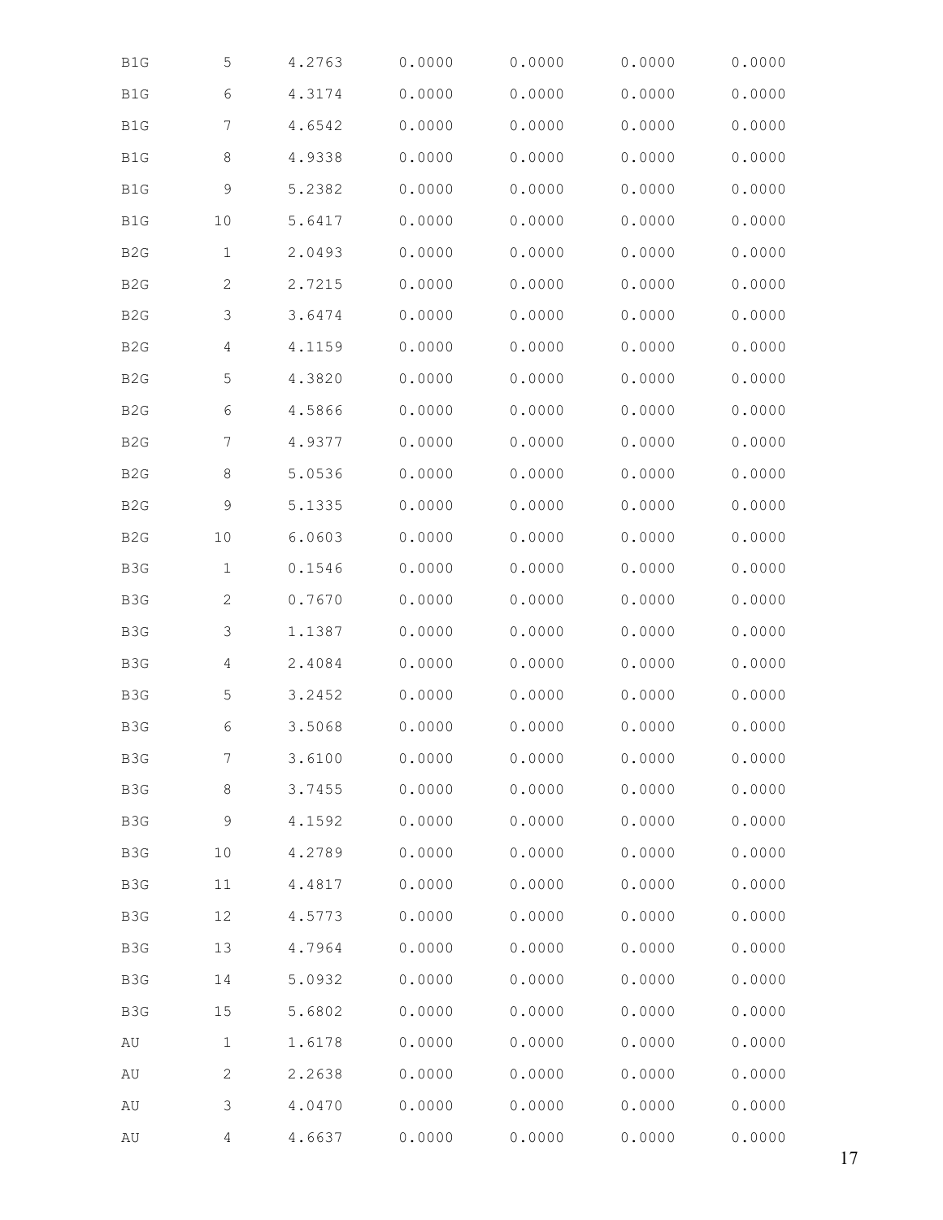| | | | | | | |
|---|---|---|---|---|---|---|
| B1G | 5 | 4.2763 | 0.0000 | 0.0000 | 0.0000 | 0.0000 |
| B1G | 6 | 4.3174 | 0.0000 | 0.0000 | 0.0000 | 0.0000 |
| B1G | 7 | 4.6542 | 0.0000 | 0.0000 | 0.0000 | 0.0000 |
| B1G | 8 | 4.9338 | 0.0000 | 0.0000 | 0.0000 | 0.0000 |
| B1G | 9 | 5.2382 | 0.0000 | 0.0000 | 0.0000 | 0.0000 |
| B1G | 10 | 5.6417 | 0.0000 | 0.0000 | 0.0000 | 0.0000 |
| B2G | 1 | 2.0493 | 0.0000 | 0.0000 | 0.0000 | 0.0000 |
| B2G | 2 | 2.7215 | 0.0000 | 0.0000 | 0.0000 | 0.0000 |
| B2G | 3 | 3.6474 | 0.0000 | 0.0000 | 0.0000 | 0.0000 |
| B2G | 4 | 4.1159 | 0.0000 | 0.0000 | 0.0000 | 0.0000 |
| B2G | 5 | 4.3820 | 0.0000 | 0.0000 | 0.0000 | 0.0000 |
| B2G | 6 | 4.5866 | 0.0000 | 0.0000 | 0.0000 | 0.0000 |
| B2G | 7 | 4.9377 | 0.0000 | 0.0000 | 0.0000 | 0.0000 |
| B2G | 8 | 5.0536 | 0.0000 | 0.0000 | 0.0000 | 0.0000 |
| B2G | 9 | 5.1335 | 0.0000 | 0.0000 | 0.0000 | 0.0000 |
| B2G | 10 | 6.0603 | 0.0000 | 0.0000 | 0.0000 | 0.0000 |
| B3G | 1 | 0.1546 | 0.0000 | 0.0000 | 0.0000 | 0.0000 |
| B3G | 2 | 0.7670 | 0.0000 | 0.0000 | 0.0000 | 0.0000 |
| B3G | 3 | 1.1387 | 0.0000 | 0.0000 | 0.0000 | 0.0000 |
| B3G | 4 | 2.4084 | 0.0000 | 0.0000 | 0.0000 | 0.0000 |
| B3G | 5 | 3.2452 | 0.0000 | 0.0000 | 0.0000 | 0.0000 |
| B3G | 6 | 3.5068 | 0.0000 | 0.0000 | 0.0000 | 0.0000 |
| B3G | 7 | 3.6100 | 0.0000 | 0.0000 | 0.0000 | 0.0000 |
| B3G | 8 | 3.7455 | 0.0000 | 0.0000 | 0.0000 | 0.0000 |
| B3G | 9 | 4.1592 | 0.0000 | 0.0000 | 0.0000 | 0.0000 |
| B3G | 10 | 4.2789 | 0.0000 | 0.0000 | 0.0000 | 0.0000 |
| B3G | 11 | 4.4817 | 0.0000 | 0.0000 | 0.0000 | 0.0000 |
| B3G | 12 | 4.5773 | 0.0000 | 0.0000 | 0.0000 | 0.0000 |
| B3G | 13 | 4.7964 | 0.0000 | 0.0000 | 0.0000 | 0.0000 |
| B3G | 14 | 5.0932 | 0.0000 | 0.0000 | 0.0000 | 0.0000 |
| B3G | 15 | 5.6802 | 0.0000 | 0.0000 | 0.0000 | 0.0000 |
| AU | 1 | 1.6178 | 0.0000 | 0.0000 | 0.0000 | 0.0000 |
| AU | 2 | 2.2638 | 0.0000 | 0.0000 | 0.0000 | 0.0000 |
| AU | 3 | 4.0470 | 0.0000 | 0.0000 | 0.0000 | 0.0000 |
| AU | 4 | 4.6637 | 0.0000 | 0.0000 | 0.0000 | 0.0000 |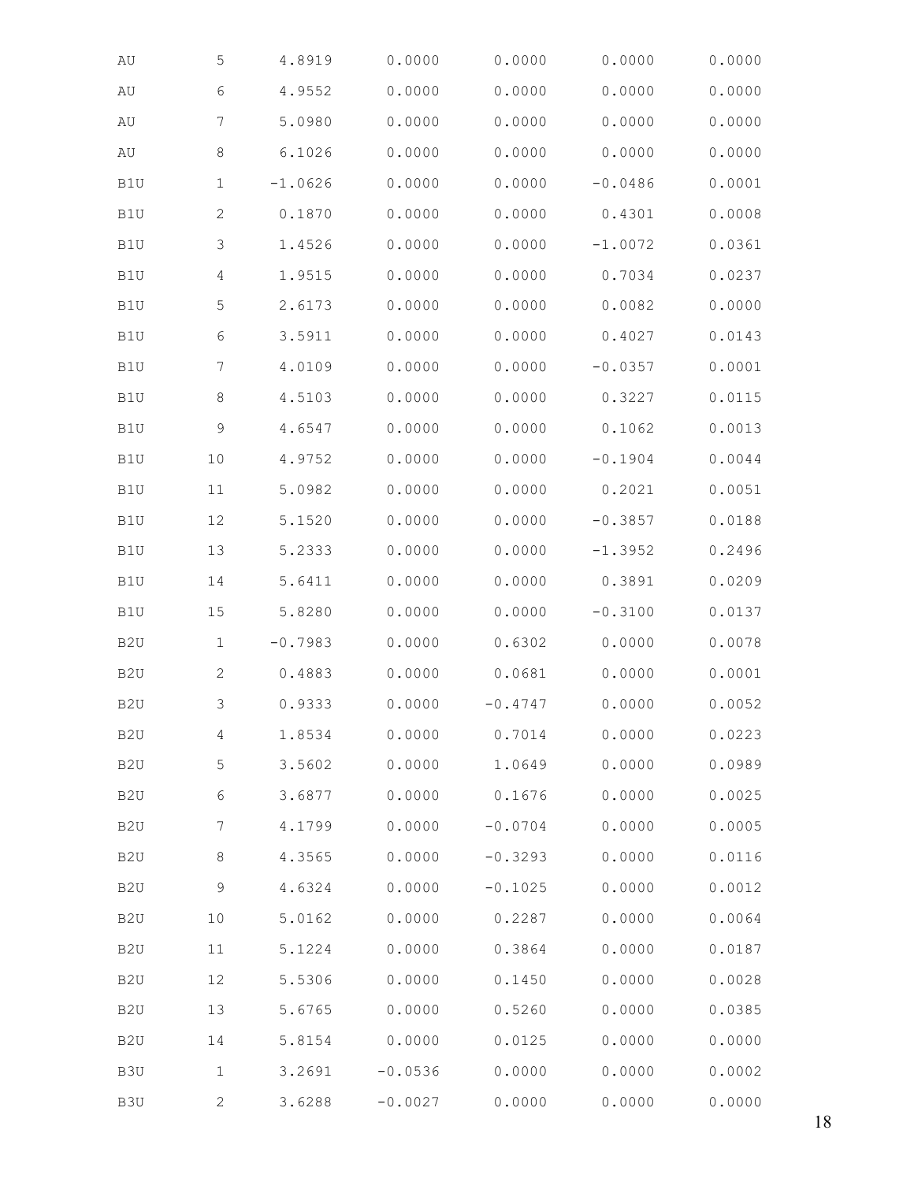| | | | | | | |
|---|---|---|---|---|---|---|
| AU | 5 | 4.8919 | 0.0000 | 0.0000 | 0.0000 | 0.0000 |
| AU | 6 | 4.9552 | 0.0000 | 0.0000 | 0.0000 | 0.0000 |
| AU | 7 | 5.0980 | 0.0000 | 0.0000 | 0.0000 | 0.0000 |
| AU | 8 | 6.1026 | 0.0000 | 0.0000 | 0.0000 | 0.0000 |
| B1U | 1 | -1.0626 | 0.0000 | 0.0000 | -0.0486 | 0.0001 |
| B1U | 2 | 0.1870 | 0.0000 | 0.0000 | 0.4301 | 0.0008 |
| B1U | 3 | 1.4526 | 0.0000 | 0.0000 | -1.0072 | 0.0361 |
| B1U | 4 | 1.9515 | 0.0000 | 0.0000 | 0.7034 | 0.0237 |
| B1U | 5 | 2.6173 | 0.0000 | 0.0000 | 0.0082 | 0.0000 |
| B1U | 6 | 3.5911 | 0.0000 | 0.0000 | 0.4027 | 0.0143 |
| B1U | 7 | 4.0109 | 0.0000 | 0.0000 | -0.0357 | 0.0001 |
| B1U | 8 | 4.5103 | 0.0000 | 0.0000 | 0.3227 | 0.0115 |
| B1U | 9 | 4.6547 | 0.0000 | 0.0000 | 0.1062 | 0.0013 |
| B1U | 10 | 4.9752 | 0.0000 | 0.0000 | -0.1904 | 0.0044 |
| B1U | 11 | 5.0982 | 0.0000 | 0.0000 | 0.2021 | 0.0051 |
| B1U | 12 | 5.1520 | 0.0000 | 0.0000 | -0.3857 | 0.0188 |
| B1U | 13 | 5.2333 | 0.0000 | 0.0000 | -1.3952 | 0.2496 |
| B1U | 14 | 5.6411 | 0.0000 | 0.0000 | 0.3891 | 0.0209 |
| B1U | 15 | 5.8280 | 0.0000 | 0.0000 | -0.3100 | 0.0137 |
| B2U | 1 | -0.7983 | 0.0000 | 0.6302 | 0.0000 | 0.0078 |
| B2U | 2 | 0.4883 | 0.0000 | 0.0681 | 0.0000 | 0.0001 |
| B2U | 3 | 0.9333 | 0.0000 | -0.4747 | 0.0000 | 0.0052 |
| B2U | 4 | 1.8534 | 0.0000 | 0.7014 | 0.0000 | 0.0223 |
| B2U | 5 | 3.5602 | 0.0000 | 1.0649 | 0.0000 | 0.0989 |
| B2U | 6 | 3.6877 | 0.0000 | 0.1676 | 0.0000 | 0.0025 |
| B2U | 7 | 4.1799 | 0.0000 | -0.0704 | 0.0000 | 0.0005 |
| B2U | 8 | 4.3565 | 0.0000 | -0.3293 | 0.0000 | 0.0116 |
| B2U | 9 | 4.6324 | 0.0000 | -0.1025 | 0.0000 | 0.0012 |
| B2U | 10 | 5.0162 | 0.0000 | 0.2287 | 0.0000 | 0.0064 |
| B2U | 11 | 5.1224 | 0.0000 | 0.3864 | 0.0000 | 0.0187 |
| B2U | 12 | 5.5306 | 0.0000 | 0.1450 | 0.0000 | 0.0028 |
| B2U | 13 | 5.6765 | 0.0000 | 0.5260 | 0.0000 | 0.0385 |
| B2U | 14 | 5.8154 | 0.0000 | 0.0125 | 0.0000 | 0.0000 |
| B3U | 1 | 3.2691 | -0.0536 | 0.0000 | 0.0000 | 0.0002 |
| B3U | 2 | 3.6288 | -0.0027 | 0.0000 | 0.0000 | 0.0000 |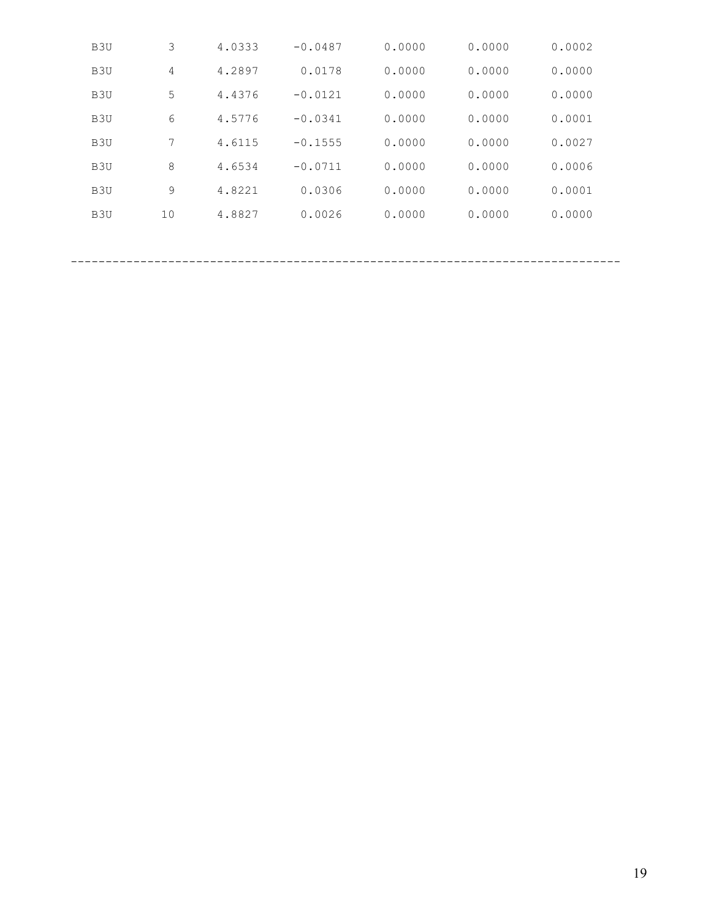| | | | | | | |
|---|---|---|---|---|---|---|
| B3U | 3 | 4.0333 | -0.0487 | 0.0000 | 0.0000 | 0.0002 |
| B3U | 4 | 4.2897 | 0.0178 | 0.0000 | 0.0000 | 0.0000 |
| B3U | 5 | 4.4376 | -0.0121 | 0.0000 | 0.0000 | 0.0000 |
| B3U | 6 | 4.5776 | -0.0341 | 0.0000 | 0.0000 | 0.0001 |
| B3U | 7 | 4.6115 | -0.1555 | 0.0000 | 0.0000 | 0.0027 |
| B3U | 8 | 4.6534 | -0.0711 | 0.0000 | 0.0000 | 0.0006 |
| B3U | 9 | 4.8221 | 0.0306 | 0.0000 | 0.0000 | 0.0001 |
| B3U | 10 | 4.8827 | 0.0026 | 0.0000 | 0.0000 | 0.0000 |

---